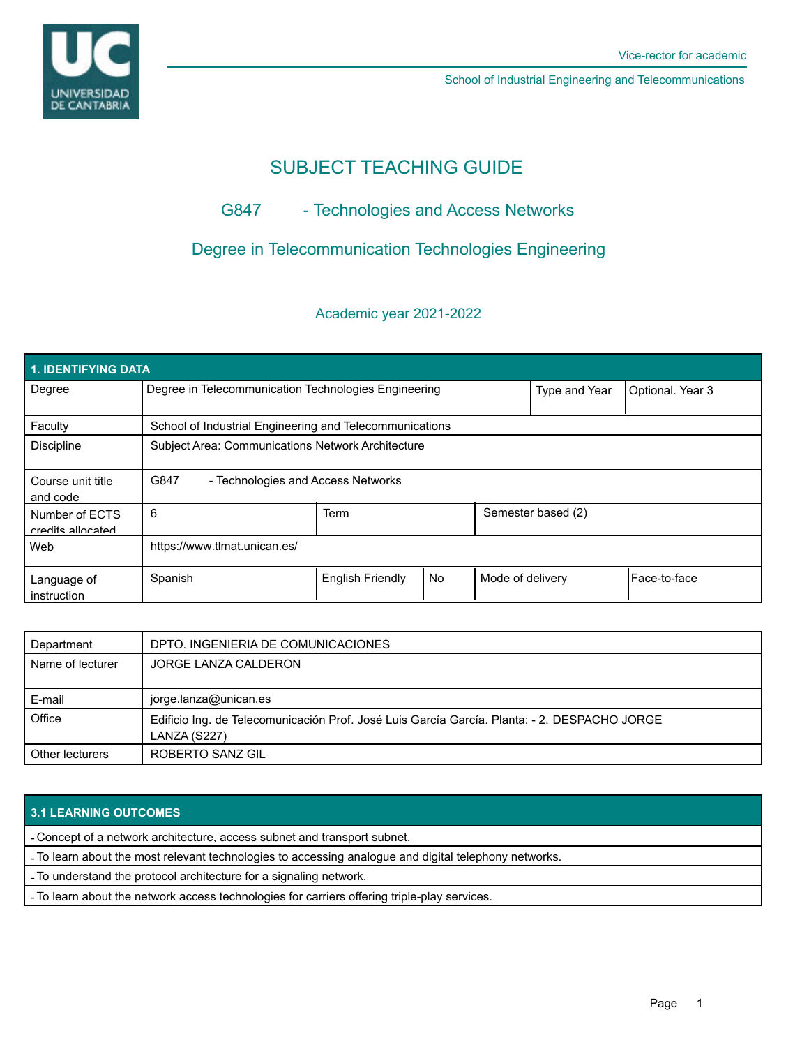Vice-rector for academic

School of Industrial Engineering and Telecommunications

# SUBJECT TEACHING GUIDE

## G847 - Technologies and Access Networks

## Degree in Telecommunication Technologies Engineering

Academic year 2021-2022

| 1. IDENTIFYING DATA | | | | | |
|---|---|---|---|---|---|
| Degree | Degree in Telecommunication Technologies Engineering | | | Type and Year | Optional. Year 3 |
| Faculty | School of Industrial Engineering and Telecommunications | | | | |
| Discipline | Subject Area: Communications Network Architecture | | | | |
| Course unit title and code | G847 - Technologies and Access Networks | | | | |
| Number of ECTS credits allocated | 6 | Term | | Semester based (2) | |
| Web | https://www.tlmat.unican.es/ | | | | |
| Language of instruction | Spanish | English Friendly | No | Mode of delivery | Face-to-face |

| Department | DPTO. INGENIERIA DE COMUNICACIONES |
|---|---|
| Name of lecturer | JORGE LANZA CALDERON |
| E-mail | jorge.lanza@unican.es |
| Office | Edificio Ing. de Telecomunicación Prof. José Luis García García. Planta: - 2. DESPACHO JORGE LANZA (S227) |
| Other lecturers | ROBERTO SANZ GIL |

| 3.1 LEARNING OUTCOMES |
|---|
| - Concept of a network architecture, access subnet and transport subnet. |
| - To learn about the most relevant technologies to accessing analogue and digital telephony networks. |
| - To understand the protocol architecture for a signaling network. |
| - To learn about the network access technologies for carriers offering triple-play services. |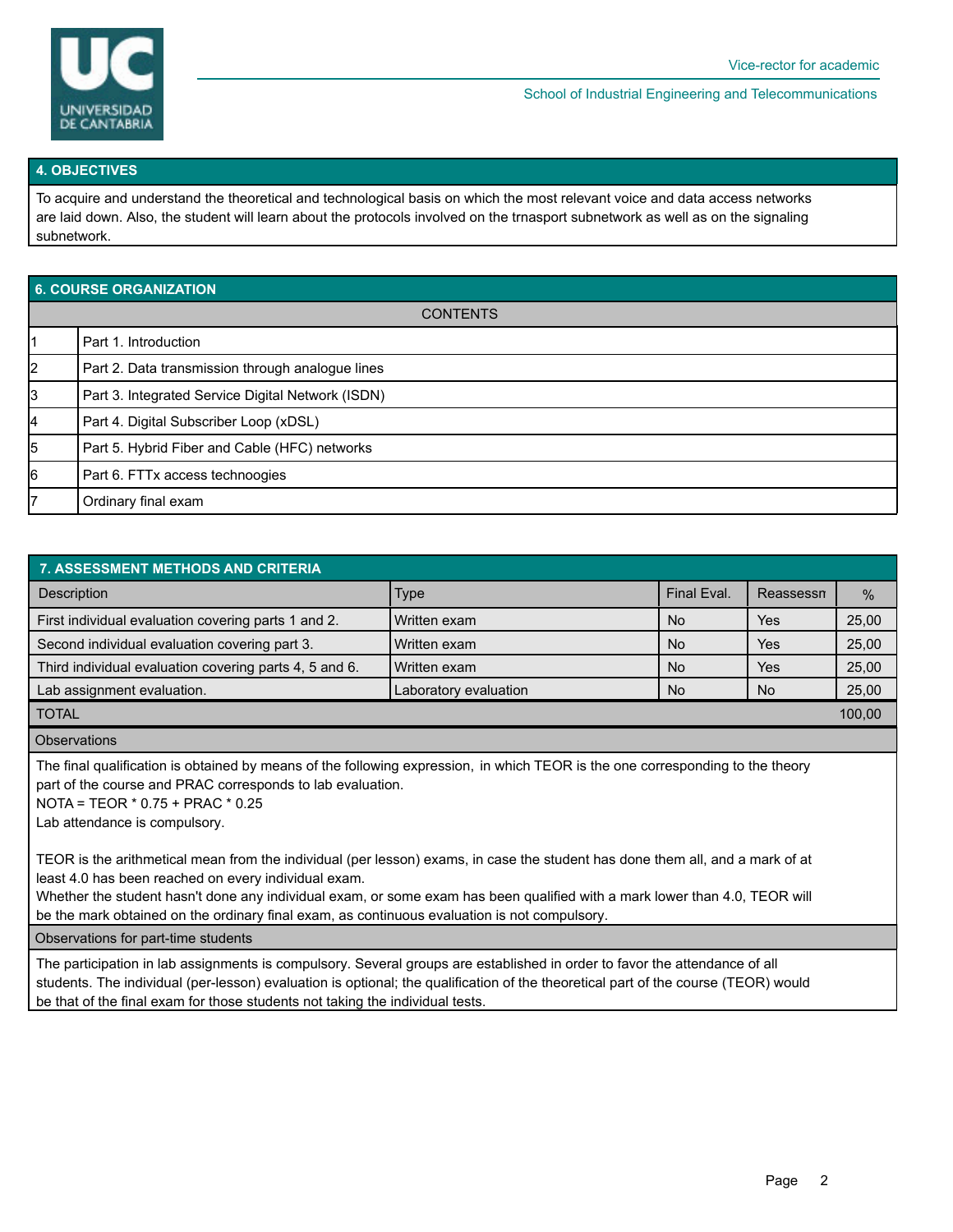## 4. OBJECTIVES

To acquire and understand the theoretical and technological basis on which the most relevant voice and data access networks are laid down. Also, the student will learn about the protocols involved on the trnasport subnetwork as well as on the signaling subnetwork.

## 6. COURSE ORGANIZATION

| | CONTENTS |
|---|---|
| 1 | Part 1. Introduction |
| 2 | Part 2. Data transmission through analogue lines |
| 3 | Part 3. Integrated Service Digital Network (ISDN) |
| 4 | Part 4. Digital Subscriber Loop (xDSL) |
| 5 | Part 5. Hybrid Fiber and Cable (HFC) networks |
| 6 | Part 6. FTTx access technoogies |
| 7 | Ordinary final exam |

## 7. ASSESSMENT METHODS AND CRITERIA

| Description | Type | Final Eval. | Reassessn | % |
|---|---|---|---|---|
| First individual evaluation covering parts 1 and 2. | Written exam | No | Yes | 25,00 |
| Second individual evaluation covering part 3. | Written exam | No | Yes | 25,00 |
| Third individual evaluation covering parts 4, 5 and 6. | Written exam | No | Yes | 25,00 |
| Lab assignment evaluation. | Laboratory evaluation | No | No | 25,00 |
| TOTAL | | | | 100,00 |

**Observations**

The final qualification is obtained by means of the following expression, in which TEOR is the one corresponding to the theory part of the course and PRAC corresponds to lab evaluation.

NOTA = TEOR * 0.75 + PRAC * 0.25

Lab attendance is compulsory.

TEOR is the arithmetical mean from the individual (per lesson) exams, in case the student has done them all, and a mark of at least 4.0 has been reached on every individual exam.

Whether the student hasn't done any individual exam, or some exam has been qualified with a mark lower than 4.0, TEOR will be the mark obtained on the ordinary final exam, as continuous evaluation is not compulsory.

**Observations for part-time students**

The participation in lab assignments is compulsory. Several groups are established in order to favor the attendance of all students. The individual (per-lesson) evaluation is optional; the qualification of the theoretical part of the course (TEOR) would be that of the final exam for those students not taking the individual tests.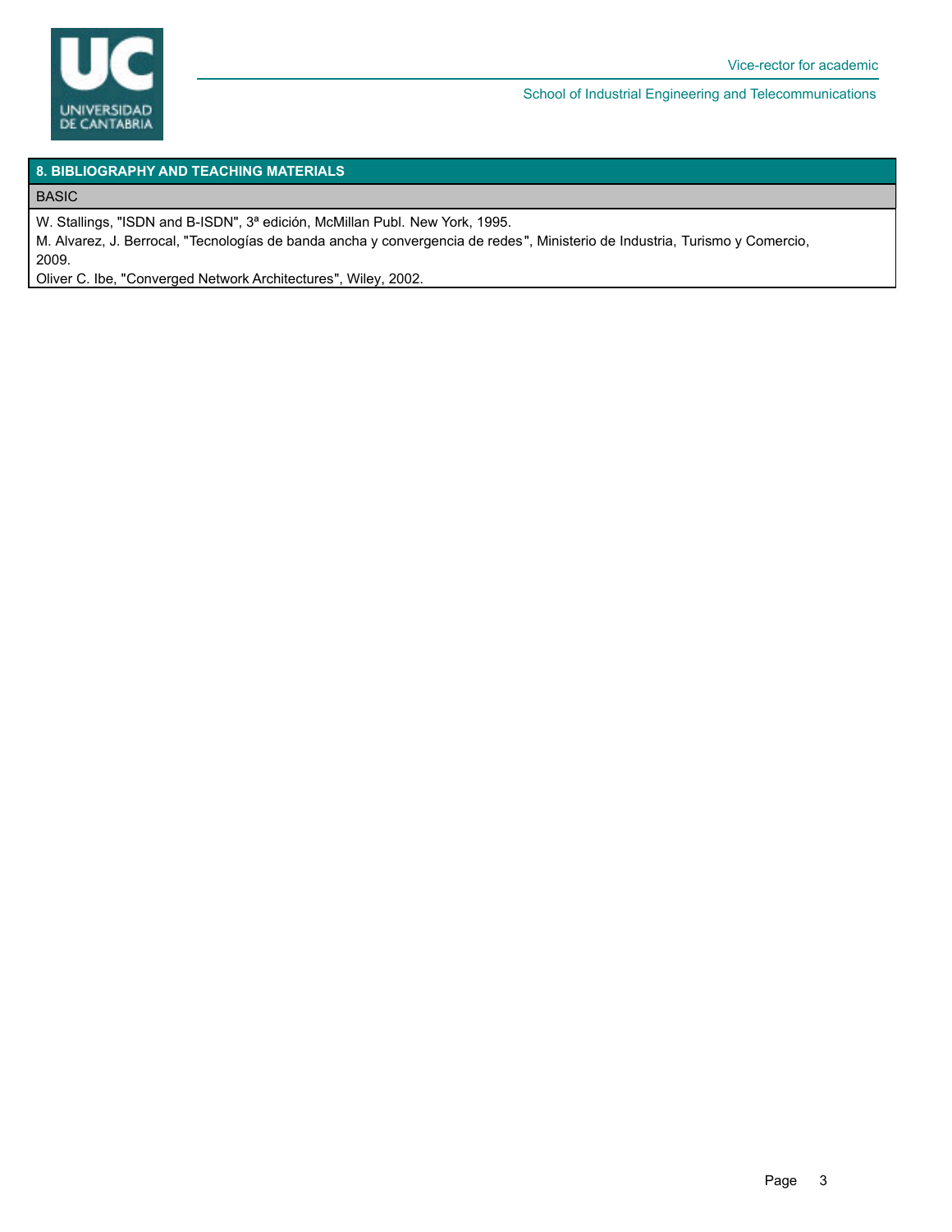## 8. BIBLIOGRAPHY AND TEACHING MATERIALS

### BASIC

W. Stallings, "ISDN and B-ISDN", 3ª edición, McMillan Publ. New York, 1995.

M. Alvarez, J. Berrocal, "Tecnologías de banda ancha y convergencia de redes", Ministerio de Industria, Turismo y Comercio, 2009.

Oliver C. Ibe, "Converged Network Architectures", Wiley, 2002.